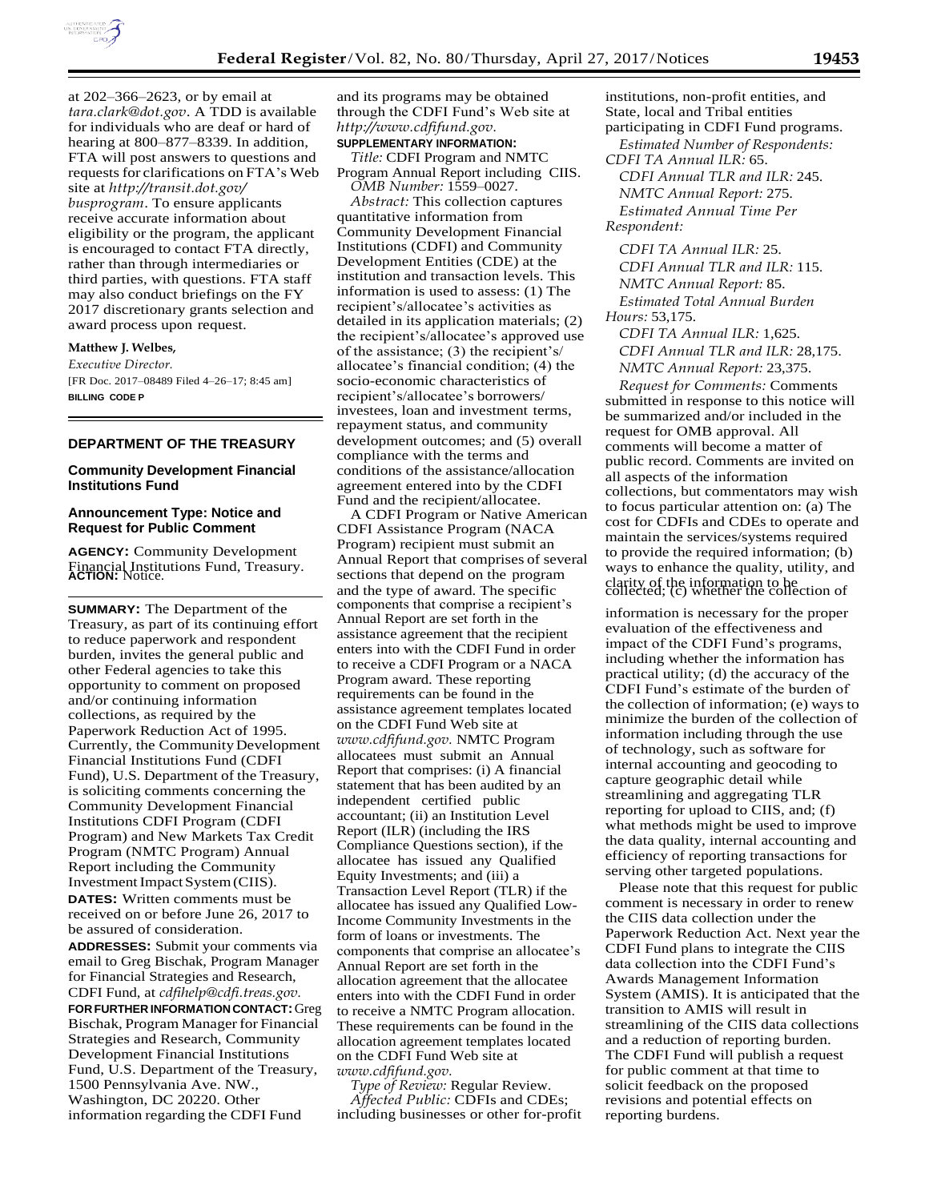at 202–366–2623, or by email at *tara.clark@dot.gov*. A TDD is available for individuals who are deaf or hard of hearing at 800–877–8339. In addition, FTA will post answers to questions and requests for clarifications on FTA's Web site at *http://transit.dot.gov/busprogram*. To ensure applicants receive accurate information about eligibility or the program, the applicant is encouraged to contact FTA directly, rather than through intermediaries or third parties, with questions. FTA staff may also conduct briefings on the FY 2017 discretionary grants selection and award process upon request.

**Matthew J. Welbes,**

*Executive Director.*

[FR Doc. 2017–08489 Filed 4–26–17; 8:45 am]

**BILLING CODE P**

---

## DEPARTMENT OF THE TREASURY

### Community Development Financial Institutions Fund

### Announcement Type: Notice and Request for Public Comment

**AGENCY:** Community Development Financial Institutions Fund, Treasury.

**ACTION:** Notice.

**SUMMARY:** The Department of the Treasury, as part of its continuing effort to reduce paperwork and respondent burden, invites the general public and other Federal agencies to take this opportunity to comment on proposed and/or continuing information collections, as required by the Paperwork Reduction Act of 1995. Currently, the Community Development Financial Institutions Fund (CDFI Fund), U.S. Department of the Treasury, is soliciting comments concerning the Community Development Financial Institutions CDFI Program (CDFI Program) and New Markets Tax Credit Program (NMTC Program) Annual Report including the Community Investment Impact System (CIIS).

**DATES:** Written comments must be received on or before June 26, 2017 to be assured of consideration.

**ADDRESSES:** Submit your comments via email to Greg Bischak, Program Manager for Financial Strategies and Research, CDFI Fund, at *cdfihelp@cdfi.treas.gov.*

**FOR FURTHER INFORMATION CONTACT:** Greg Bischak, Program Manager for Financial Strategies and Research, Community Development Financial Institutions Fund, U.S. Department of the Treasury, 1500 Pennsylvania Ave. NW., Washington, DC 20220. Other information regarding the CDFI Fund and its programs may be obtained through the CDFI Fund's Web site at *http://www.cdfifund.gov.*

**SUPPLEMENTARY INFORMATION:**

*Title:* CDFI Program and NMTC Program Annual Report including CIIS.

*OMB Number:* 1559–0027.

*Abstract:* This collection captures quantitative information from Community Development Financial Institutions (CDFI) and Community Development Entities (CDE) at the institution and transaction levels. This information is used to assess: (1) The recipient's/allocatee's activities as detailed in its application materials; (2) the recipient's/allocatee's approved use of the assistance; (3) the recipient's/allocatee's financial condition; (4) the socio-economic characteristics of recipient's/allocatee's borrowers/investees, loan and investment terms, repayment status, and community development outcomes; and (5) overall compliance with the terms and conditions of the assistance/allocation agreement entered into by the CDFI Fund and the recipient/allocatee.

A CDFI Program or Native American CDFI Assistance Program (NACA Program) recipient must submit an Annual Report that comprises of several sections that depend on the program and the type of award. The specific components that comprise a recipient's Annual Report are set forth in the assistance agreement that the recipient enters into with the CDFI Fund in order to receive a CDFI Program or a NACA Program award. These reporting requirements can be found in the assistance agreement templates located on the CDFI Fund Web site at *www.cdfifund.gov.* NMTC Program allocatees must submit an Annual Report that comprises: (i) A financial statement that has been audited by an independent certified public accountant; (ii) an Institution Level Report (ILR) (including the IRS Compliance Questions section), if the allocatee has issued any Qualified Equity Investments; and (iii) a Transaction Level Report (TLR) if the allocatee has issued any Qualified Low-Income Community Investments in the form of loans or investments. The components that comprise an allocatee's Annual Report are set forth in the allocation agreement that the allocatee enters into with the CDFI Fund in order to receive a NMTC Program allocation. These requirements can be found in the allocation agreement templates located on the CDFI Fund Web site at *www.cdfifund.gov.*

*Type of Review:* Regular Review.

*Affected Public:* CDFIs and CDEs; including businesses or other for-profit institutions, non-profit entities, and State, local and Tribal entities participating in CDFI Fund programs.

*Estimated Number of Respondents:*

*CDFI TA Annual ILR:* 65.

*CDFI Annual TLR and ILR:* 245.

*NMTC Annual Report:* 275.

*Estimated Annual Time Per Respondent:*

*CDFI TA Annual ILR:* 25.

*CDFI Annual TLR and ILR:* 115.

*NMTC Annual Report:* 85.

*Estimated Total Annual Burden Hours:* 53,175.

*CDFI TA Annual ILR:* 1,625.

*CDFI Annual TLR and ILR:* 28,175.

*NMTC Annual Report:* 23,375.

*Request for Comments:* Comments submitted in response to this notice will be summarized and/or included in the request for OMB approval. All comments will become a matter of public record. Comments are invited on all aspects of the information collections, but commentators may wish to focus particular attention on: (a) The cost for CDFIs and CDEs to operate and maintain the services/systems required to provide the required information; (b) ways to enhance the quality, utility, and clarity of the information to be collected; (c) whether the collection of information is necessary for the proper evaluation of the effectiveness and impact of the CDFI Fund's programs, including whether the information has practical utility; (d) the accuracy of the CDFI Fund's estimate of the burden of the collection of information; (e) ways to minimize the burden of the collection of information including through the use of technology, such as software for internal accounting and geocoding to capture geographic detail while streamlining and aggregating TLR reporting for upload to CIIS, and; (f) what methods might be used to improve the data quality, internal accounting and efficiency of reporting transactions for serving other targeted populations.

Please note that this request for public comment is necessary in order to renew the CIIS data collection under the Paperwork Reduction Act. Next year the CDFI Fund plans to integrate the CIIS data collection into the CDFI Fund's Awards Management Information System (AMIS). It is anticipated that the transition to AMIS will result in streamlining of the CIIS data collections and a reduction of reporting burden. The CDFI Fund will publish a request for public comment at that time to solicit feedback on the proposed revisions and potential effects on reporting burdens.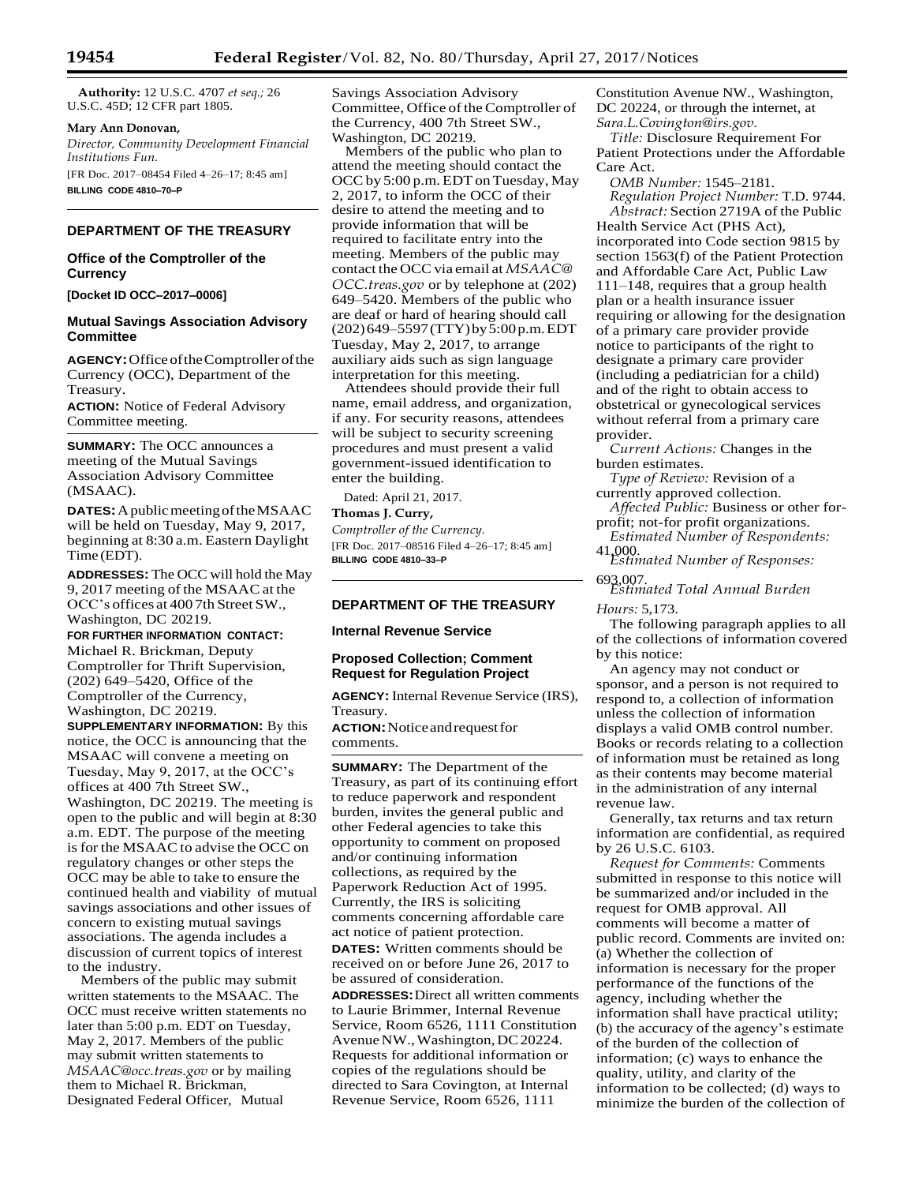**Authority:** 12 U.S.C. 4707 *et seq.;* 26 U.S.C. 45D; 12 CFR part 1805.

**Mary Ann Donovan,**

*Director, Community Development Financial Institutions Fun.*

[FR Doc. 2017–08454 Filed 4–26–17; 8:45 am]

**BILLING CODE 4810–70–P**

## DEPARTMENT OF THE TREASURY

### Office of the Comptroller of the Currency

**[Docket ID OCC–2017–0006]**

### Mutual Savings Association Advisory Committee

**AGENCY:** Office of the Comptroller of the Currency (OCC), Department of the Treasury.

**ACTION:** Notice of Federal Advisory Committee meeting.

**SUMMARY:** The OCC announces a meeting of the Mutual Savings Association Advisory Committee (MSAAC).

**DATES:** A public meeting of the MSAAC will be held on Tuesday, May 9, 2017, beginning at 8:30 a.m. Eastern Daylight Time (EDT).

**ADDRESSES:** The OCC will hold the May 9, 2017 meeting of the MSAAC at the OCC's offices at 400 7th Street SW., Washington, DC 20219.

**FOR FURTHER INFORMATION CONTACT:** Michael R. Brickman, Deputy Comptroller for Thrift Supervision, (202) 649–5420, Office of the Comptroller of the Currency, Washington, DC 20219.

**SUPPLEMENTARY INFORMATION:** By this notice, the OCC is announcing that the MSAAC will convene a meeting on Tuesday, May 9, 2017, at the OCC's offices at 400 7th Street SW., Washington, DC 20219. The meeting is open to the public and will begin at 8:30 a.m. EDT. The purpose of the meeting is for the MSAAC to advise the OCC on regulatory changes or other steps the OCC may be able to take to ensure the continued health and viability of mutual savings associations and other issues of concern to existing mutual savings associations. The agenda includes a discussion of current topics of interest to the industry.

Members of the public may submit written statements to the MSAAC. The OCC must receive written statements no later than 5:00 p.m. EDT on Tuesday, May 2, 2017. Members of the public may submit written statements to *MSAAC@occ.treas.gov* or by mailing them to Michael R. Brickman, Designated Federal Officer, Mutual Savings Association Advisory Committee, Office of the Comptroller of the Currency, 400 7th Street SW., Washington, DC 20219.

Members of the public who plan to attend the meeting should contact the OCC by 5:00 p.m. EDT on Tuesday, May 2, 2017, to inform the OCC of their desire to attend the meeting and to provide information that will be required to facilitate entry into the meeting. Members of the public may contact the OCC via email at *MSAAC@OCC.treas.gov* or by telephone at (202) 649–5420. Members of the public who are deaf or hard of hearing should call (202) 649–5597 (TTY) by 5:00 p.m. EDT Tuesday, May 2, 2017, to arrange auxiliary aids such as sign language interpretation for this meeting.

Attendees should provide their full name, email address, and organization, if any. For security reasons, attendees will be subject to security screening procedures and must present a valid government-issued identification to enter the building.

Dated: April 21, 2017.

**Thomas J. Curry,**

*Comptroller of the Currency.*

[FR Doc. 2017–08516 Filed 4–26–17; 8:45 am]

**BILLING CODE 4810–33–P**

## DEPARTMENT OF THE TREASURY

### Internal Revenue Service

### Proposed Collection; Comment Request for Regulation Project

**AGENCY:** Internal Revenue Service (IRS), Treasury.

**ACTION:** Notice and request for comments.

**SUMMARY:** The Department of the Treasury, as part of its continuing effort to reduce paperwork and respondent burden, invites the general public and other Federal agencies to take this opportunity to comment on proposed and/or continuing information collections, as required by the Paperwork Reduction Act of 1995. Currently, the IRS is soliciting comments concerning affordable care act notice of patient protection.

**DATES:** Written comments should be received on or before June 26, 2017 to be assured of consideration.

**ADDRESSES:** Direct all written comments to Laurie Brimmer, Internal Revenue Service, Room 6526, 1111 Constitution Avenue NW., Washington, DC 20224. Requests for additional information or copies of the regulations should be directed to Sara Covington, at Internal Revenue Service, Room 6526, 1111 Constitution Avenue NW., Washington, DC 20224, or through the internet, at *Sara.L.Covington@irs.gov.*

*Title:* Disclosure Requirement For Patient Protections under the Affordable Care Act.

*OMB Number:* 1545–2181.

*Regulation Project Number:* T.D. 9744.

*Abstract:* Section 2719A of the Public Health Service Act (PHS Act), incorporated into Code section 9815 by section 1563(f) of the Patient Protection and Affordable Care Act, Public Law 111–148, requires that a group health plan or a health insurance issuer requiring or allowing for the designation of a primary care provider provide notice to participants of the right to designate a primary care provider (including a pediatrician for a child) and of the right to obtain access to obstetrical or gynecological services without referral from a primary care provider.

*Current Actions:* Changes in the burden estimates.

*Type of Review:* Revision of a currently approved collection.

*Affected Public:* Business or other for-profit; not-for profit organizations.

*Estimated Number of Respondents:* 41,000.

*Estimated Number of Responses:* 693,007.

*Estimated Total Annual Burden Hours:* 5,173.

The following paragraph applies to all of the collections of information covered by this notice:

An agency may not conduct or sponsor, and a person is not required to respond to, a collection of information unless the collection of information displays a valid OMB control number. Books or records relating to a collection of information must be retained as long as their contents may become material in the administration of any internal revenue law.

Generally, tax returns and tax return information are confidential, as required by 26 U.S.C. 6103.

*Request for Comments:* Comments submitted in response to this notice will be summarized and/or included in the request for OMB approval. All comments will become a matter of public record. Comments are invited on: (a) Whether the collection of information is necessary for the proper performance of the functions of the agency, including whether the information shall have practical utility; (b) the accuracy of the agency's estimate of the burden of the collection of information; (c) ways to enhance the quality, utility, and clarity of the information to be collected; (d) ways to minimize the burden of the collection of